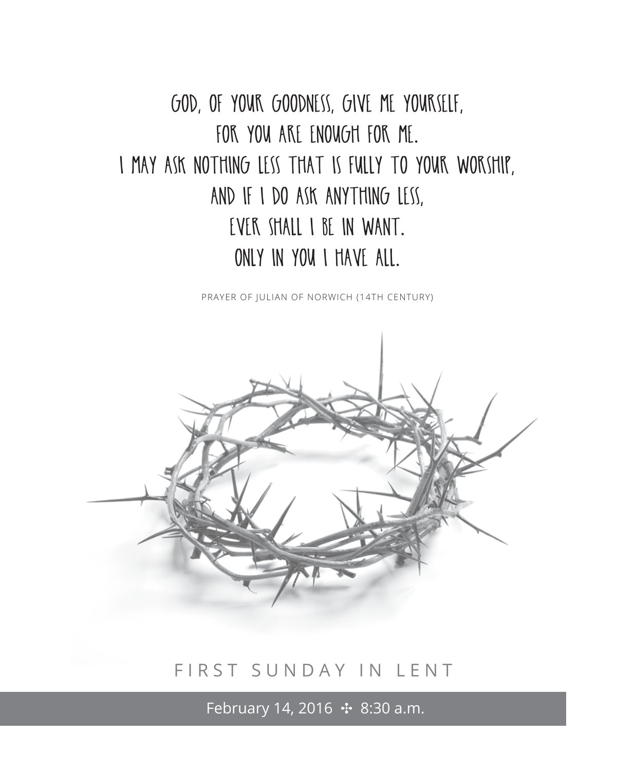GOD, OF YOUR GOODNESS, GIVE ME YOURSELF,
FOR YOU ARE ENOUGH FOR ME.
I MAY ASK NOTHING LESS THAT IS FULLY TO YOUR WORSHIP,
AND IF I DO ASK ANYTHING LESS,
EVER SHALL I BE IN WANT.
ONLY IN YOU I HAVE ALL.

PRAYER OF JULIAN OF NORWICH (14TH CENTURY)

# FIRST SUNDAY IN LENT

February 14, 2016 ✣ 8:30 a.m.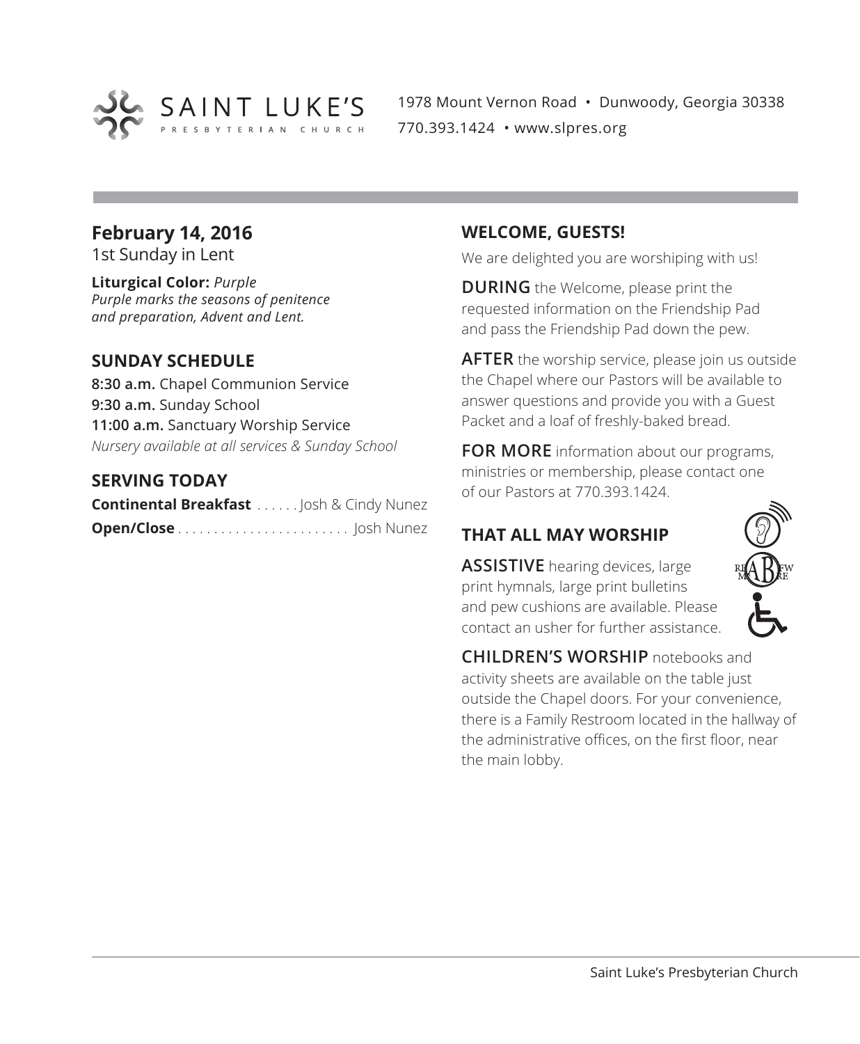SAINT LUKE'S
PRESBYTERIAN CHURCH

1978 Mount Vernon Road • Dunwoody, Georgia 30338
770.393.1424 • www.slpres.org

## February 14, 2016

1st Sunday in Lent

**Liturgical Color:** *Purple*
*Purple marks the seasons of penitence and preparation, Advent and Lent.*

### SUNDAY SCHEDULE

**8:30 a.m.** Chapel Communion Service
**9:30 a.m.** Sunday School
**11:00 a.m.** Sanctuary Worship Service
*Nursery available at all services & Sunday School*

### SERVING TODAY

**Continental Breakfast** . . . . . . Josh & Cindy Nunez
**Open/Close** . . . . . . . . . . . . . . . . . . . . . . . . Josh Nunez

### WELCOME, GUESTS!

We are delighted you are worshiping with us!

**DURING** the Welcome, please print the requested information on the Friendship Pad and pass the Friendship Pad down the pew.

**AFTER** the worship service, please join us outside the Chapel where our Pastors will be available to answer questions and provide you with a Guest Packet and a loaf of freshly-baked bread.

**FOR MORE** information about our programs, ministries or membership, please contact one of our Pastors at 770.393.1424.

### THAT ALL MAY WORSHIP

**ASSISTIVE** hearing devices, large print hymnals, large print bulletins and pew cushions are available. Please contact an usher for further assistance.

**CHILDREN'S WORSHIP** notebooks and activity sheets are available on the table just outside the Chapel doors. For your convenience, there is a Family Restroom located in the hallway of the administrative offices, on the first floor, near the main lobby.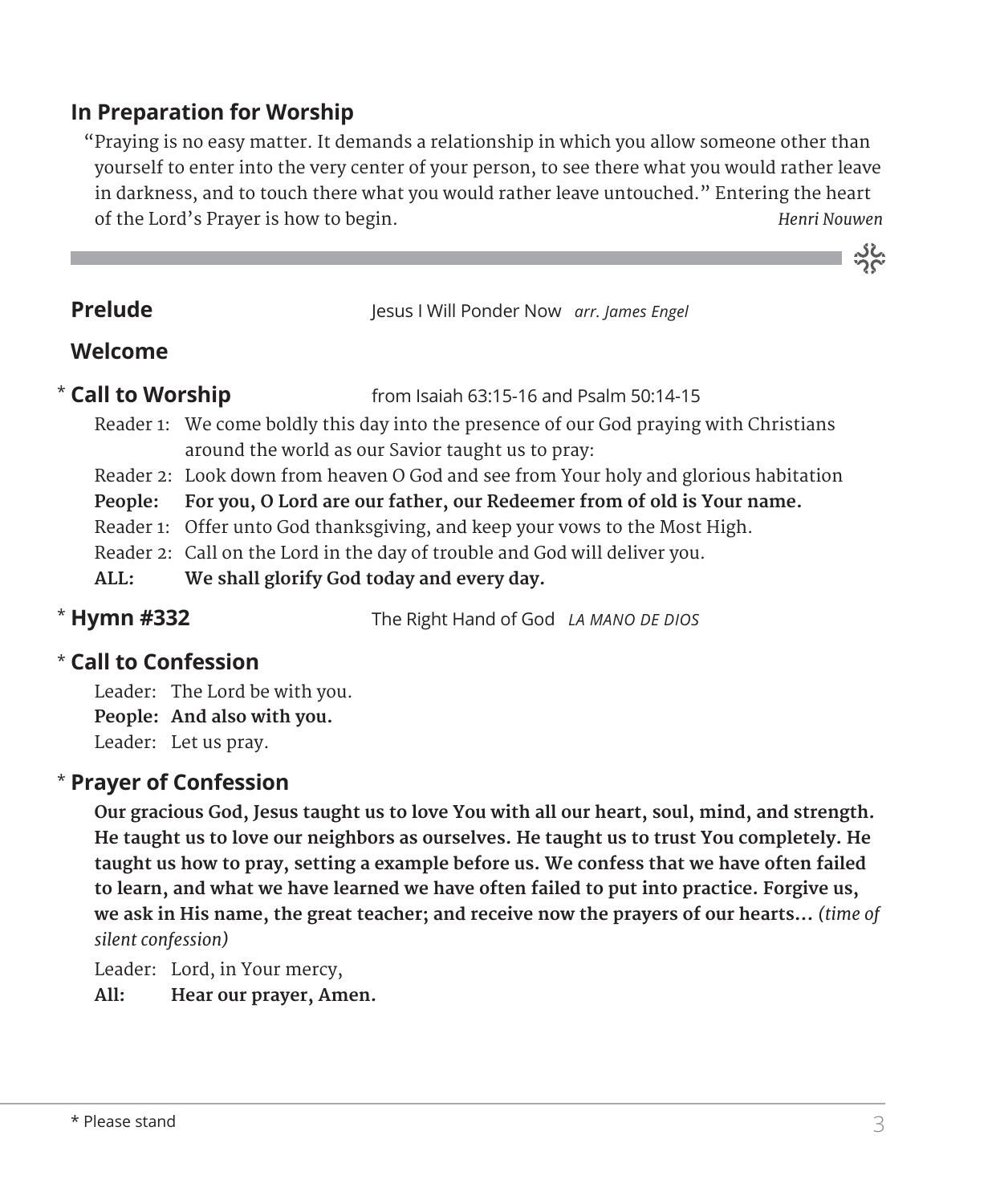## In Preparation for Worship

"Praying is no easy matter. It demands a relationship in which you allow someone other than yourself to enter into the very center of your person, to see there what you would rather leave in darkness, and to touch there what you would rather leave untouched." Entering the heart of the Lord's Prayer is how to begin. *Henri Nouwen*

---

**Prelude** Jesus I Will Ponder Now *arr. James Engel*

**Welcome**

\* **Call to Worship** from Isaiah 63:15-16 and Psalm 50:14-15

Reader 1: We come boldly this day into the presence of our God praying with Christians around the world as our Savior taught us to pray:

Reader 2: Look down from heaven O God and see from Your holy and glorious habitation

**People: For you, O Lord are our father, our Redeemer from of old is Your name.**

Reader 1: Offer unto God thanksgiving, and keep your vows to the Most High.

Reader 2: Call on the Lord in the day of trouble and God will deliver you.

**ALL: We shall glorify God today and every day.**

\* **Hymn #332** The Right Hand of God *LA MANO DE DIOS*

\* **Call to Confession**

Leader: The Lord be with you.

**People: And also with you.**

Leader: Let us pray.

\* **Prayer of Confession**

**Our gracious God, Jesus taught us to love You with all our heart, soul, mind, and strength. He taught us to love our neighbors as ourselves. He taught us to trust You completely. He taught us how to pray, setting a example before us. We confess that we have often failed to learn, and what we have learned we have often failed to put into practice. Forgive us, we ask in His name, the great teacher; and receive now the prayers of our hearts…** *(time of silent confession)*

Leader: Lord, in Your mercy,

**All: Hear our prayer, Amen.**

\* Please stand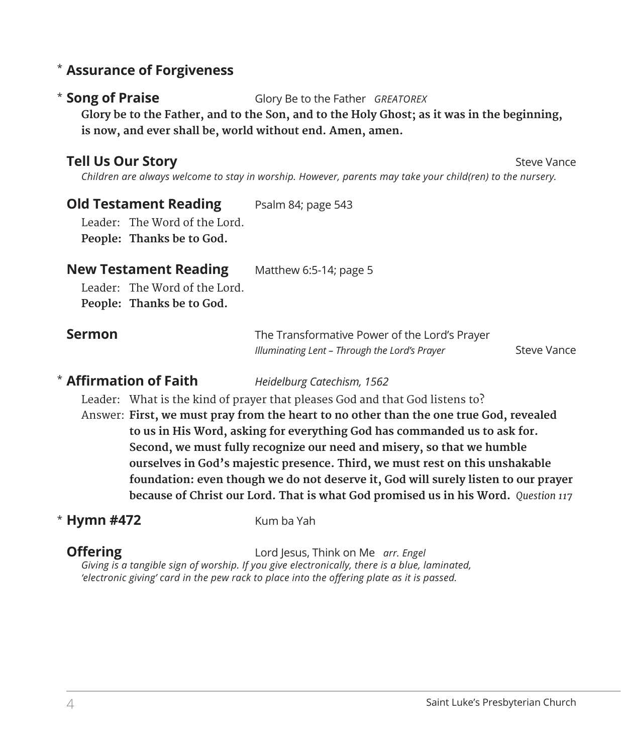\* **Assurance of Forgiveness**

\* **Song of Praise** Glory Be to the Father *GREATOREX*

**Glory be to the Father, and to the Son, and to the Holy Ghost; as it was in the beginning, is now, and ever shall be, world without end. Amen, amen.**

**Tell Us Our Story** Steve Vance

*Children are always welcome to stay in worship. However, parents may take your child(ren) to the nursery.*

**Old Testament Reading** Psalm 84; page 543

Leader: The Word of the Lord.
**People: Thanks be to God.**

**New Testament Reading** Matthew 6:5-14; page 5

Leader: The Word of the Lord.
**People: Thanks be to God.**

**Sermon** The Transformative Power of the Lord's Prayer
*Illuminating Lent – Through the Lord's Prayer* Steve Vance

\* **Affirmation of Faith** *Heidelburg Catechism, 1562*

Leader: What is the kind of prayer that pleases God and that God listens to?

Answer: **First, we must pray from the heart to no other than the one true God, revealed to us in His Word, asking for everything God has commanded us to ask for. Second, we must fully recognize our need and misery, so that we humble ourselves in God's majestic presence. Third, we must rest on this unshakable foundation: even though we do not deserve it, God will surely listen to our prayer because of Christ our Lord. That is what God promised us in his Word.** *Question 117*

\* **Hymn #472** Kum ba Yah

**Offering** Lord Jesus, Think on Me *arr. Engel*

*Giving is a tangible sign of worship. If you give electronically, there is a blue, laminated, 'electronic giving' card in the pew rack to place into the offering plate as it is passed.*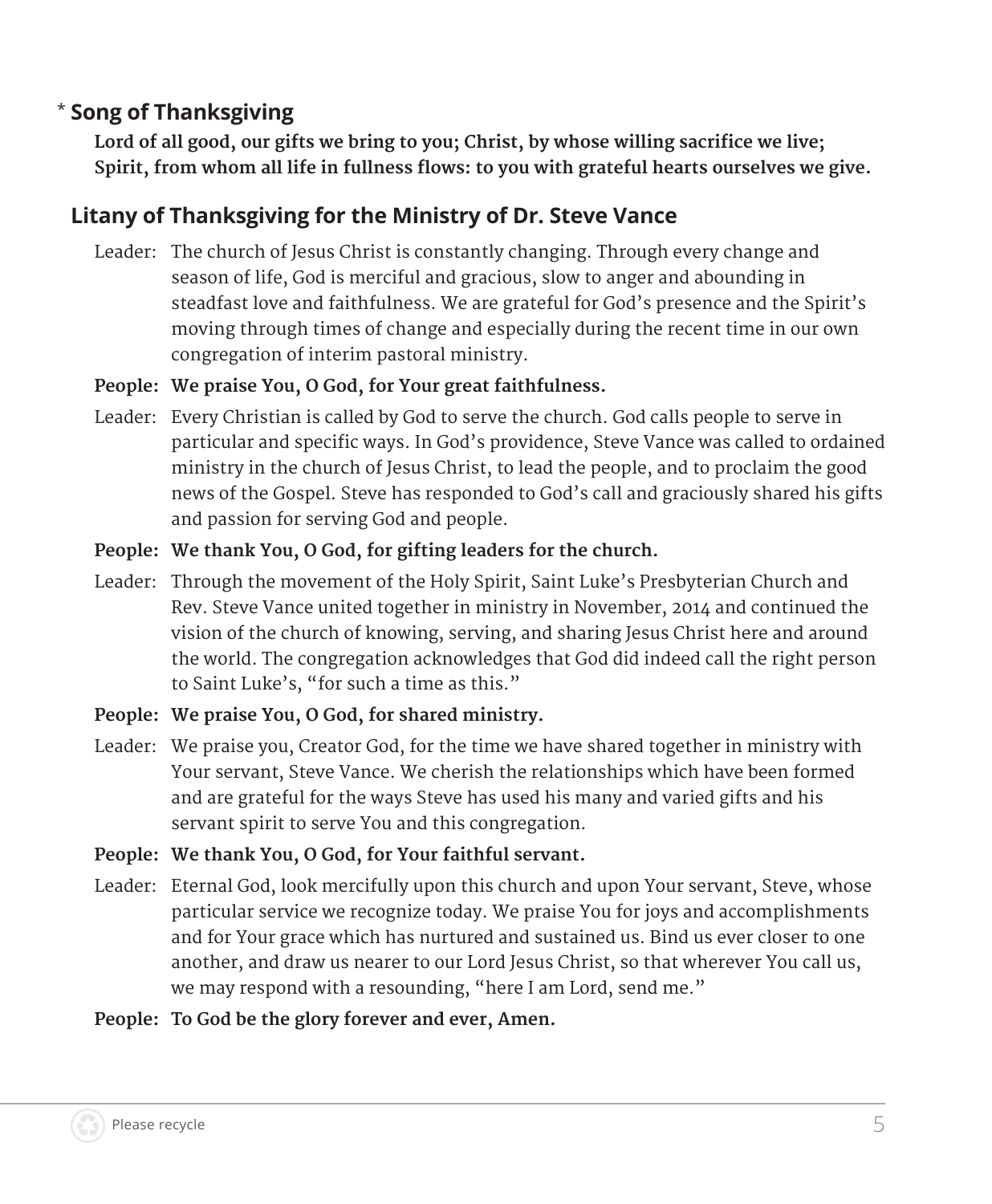## * Song of Thanksgiving

**Lord of all good, our gifts we bring to you; Christ, by whose willing sacrifice we live; Spirit, from whom all life in fullness flows: to you with grateful hearts ourselves we give.**

## Litany of Thanksgiving for the Ministry of Dr. Steve Vance

Leader: The church of Jesus Christ is constantly changing. Through every change and season of life, God is merciful and gracious, slow to anger and abounding in steadfast love and faithfulness. We are grateful for God's presence and the Spirit's moving through times of change and especially during the recent time in our own congregation of interim pastoral ministry.

**People: We praise You, O God, for Your great faithfulness.**

Leader: Every Christian is called by God to serve the church. God calls people to serve in particular and specific ways. In God's providence, Steve Vance was called to ordained ministry in the church of Jesus Christ, to lead the people, and to proclaim the good news of the Gospel. Steve has responded to God's call and graciously shared his gifts and passion for serving God and people.

**People: We thank You, O God, for gifting leaders for the church.**

Leader: Through the movement of the Holy Spirit, Saint Luke's Presbyterian Church and Rev. Steve Vance united together in ministry in November, 2014 and continued the vision of the church of knowing, serving, and sharing Jesus Christ here and around the world. The congregation acknowledges that God did indeed call the right person to Saint Luke's, "for such a time as this."

**People: We praise You, O God, for shared ministry.**

Leader: We praise you, Creator God, for the time we have shared together in ministry with Your servant, Steve Vance. We cherish the relationships which have been formed and are grateful for the ways Steve has used his many and varied gifts and his servant spirit to serve You and this congregation.

**People: We thank You, O God, for Your faithful servant.**

Leader: Eternal God, look mercifully upon this church and upon Your servant, Steve, whose particular service we recognize today. We praise You for joys and accomplishments and for Your grace which has nurtured and sustained us. Bind us ever closer to one another, and draw us nearer to our Lord Jesus Christ, so that wherever You call us, we may respond with a resounding, "here I am Lord, send me."

**People: To God be the glory forever and ever, Amen.**

Please recycle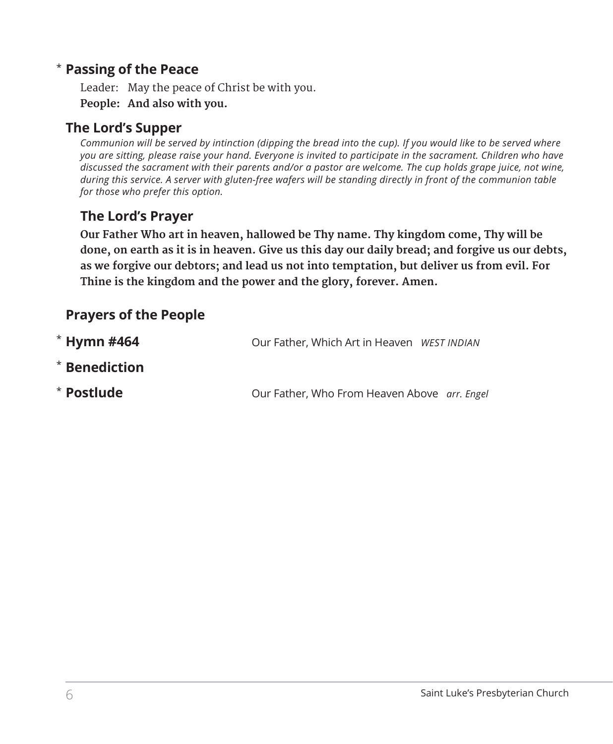## * Passing of the Peace

Leader: May the peace of Christ be with you.

**People: And also with you.**

## The Lord's Supper

*Communion will be served by intinction (dipping the bread into the cup). If you would like to be served where you are sitting, please raise your hand. Everyone is invited to participate in the sacrament. Children who have discussed the sacrament with their parents and/or a pastor are welcome. The cup holds grape juice, not wine, during this service. A server with gluten-free wafers will be standing directly in front of the communion table for those who prefer this option.*

### The Lord's Prayer

**Our Father Who art in heaven, hallowed be Thy name. Thy kingdom come, Thy will be done, on earth as it is in heaven. Give us this day our daily bread; and forgive us our debts, as we forgive our debtors; and lead us not into temptation, but deliver us from evil. For Thine is the kingdom and the power and the glory, forever. Amen.**

## Prayers of the People

**\* Hymn #464** — Our Father, Which Art in Heaven *WEST INDIAN*

**\* Benediction**

**\* Postlude** — Our Father, Who From Heaven Above *arr. Engel*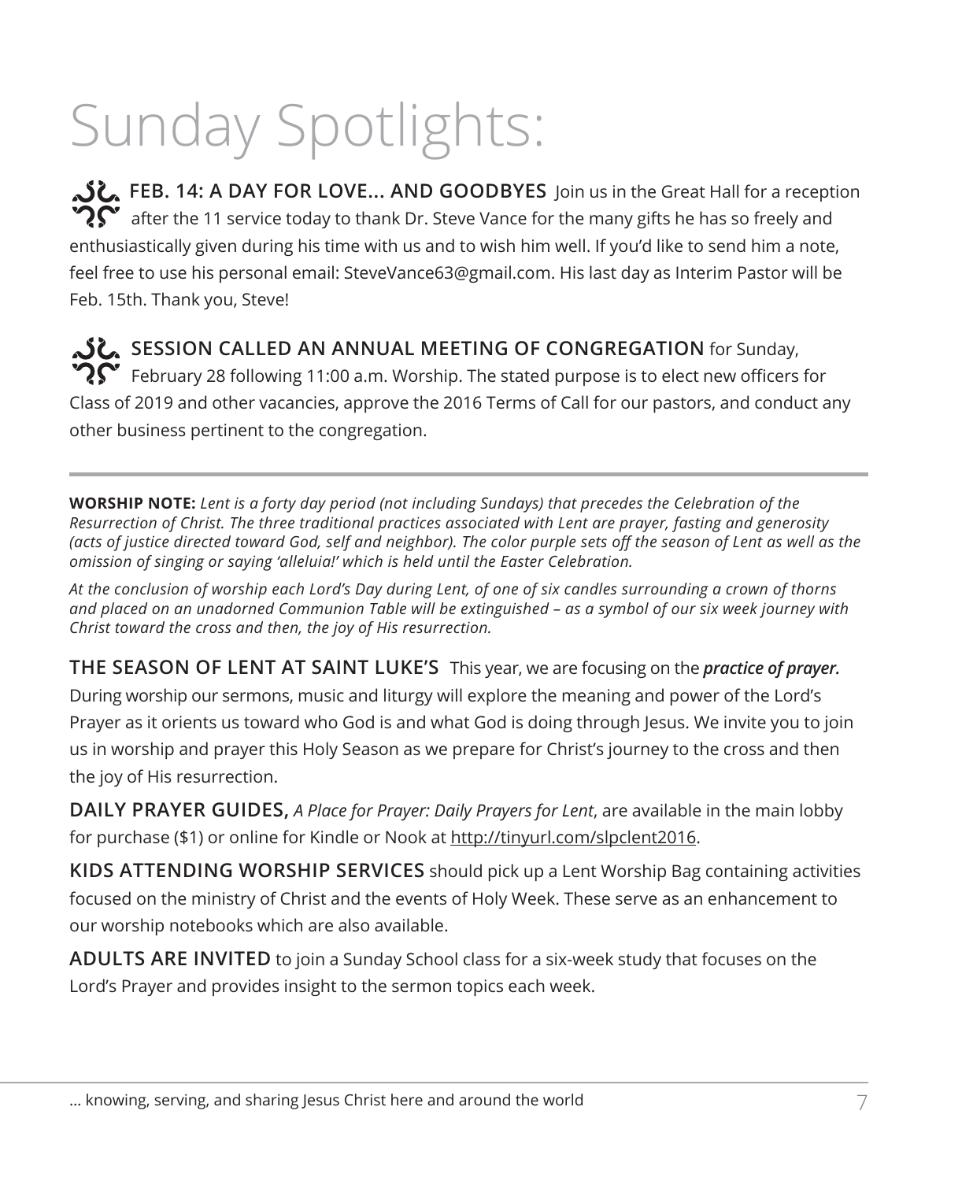# Sunday Spotlights:

**FEB. 14: A DAY FOR LOVE... AND GOODBYES** Join us in the Great Hall for a reception after the 11 service today to thank Dr. Steve Vance for the many gifts he has so freely and enthusiastically given during his time with us and to wish him well. If you'd like to send him a note, feel free to use his personal email: SteveVance63@gmail.com. His last day as Interim Pastor will be Feb. 15th. Thank you, Steve!

**SESSION CALLED AN ANNUAL MEETING OF CONGREGATION** for Sunday, February 28 following 11:00 a.m. Worship. The stated purpose is to elect new officers for Class of 2019 and other vacancies, approve the 2016 Terms of Call for our pastors, and conduct any other business pertinent to the congregation.

---

**WORSHIP NOTE:** *Lent is a forty day period (not including Sundays) that precedes the Celebration of the Resurrection of Christ. The three traditional practices associated with Lent are prayer, fasting and generosity (acts of justice directed toward God, self and neighbor). The color purple sets off the season of Lent as well as the omission of singing or saying 'alleluia!' which is held until the Easter Celebration.*

*At the conclusion of worship each Lord's Day during Lent, of one of six candles surrounding a crown of thorns and placed on an unadorned Communion Table will be extinguished – as a symbol of our six week journey with Christ toward the cross and then, the joy of His resurrection.*

**THE SEASON OF LENT AT SAINT LUKE'S** This year, we are focusing on the ***practice of prayer.*** During worship our sermons, music and liturgy will explore the meaning and power of the Lord's Prayer as it orients us toward who God is and what God is doing through Jesus. We invite you to join us in worship and prayer this Holy Season as we prepare for Christ's journey to the cross and then the joy of His resurrection.

**DAILY PRAYER GUIDES,** *A Place for Prayer: Daily Prayers for Lent*, are available in the main lobby for purchase ($1) or online for Kindle or Nook at http://tinyurl.com/slpclent2016.

**KIDS ATTENDING WORSHIP SERVICES** should pick up a Lent Worship Bag containing activities focused on the ministry of Christ and the events of Holy Week. These serve as an enhancement to our worship notebooks which are also available.

**ADULTS ARE INVITED** to join a Sunday School class for a six-week study that focuses on the Lord's Prayer and provides insight to the sermon topics each week.

... knowing, serving, and sharing Jesus Christ here and around the world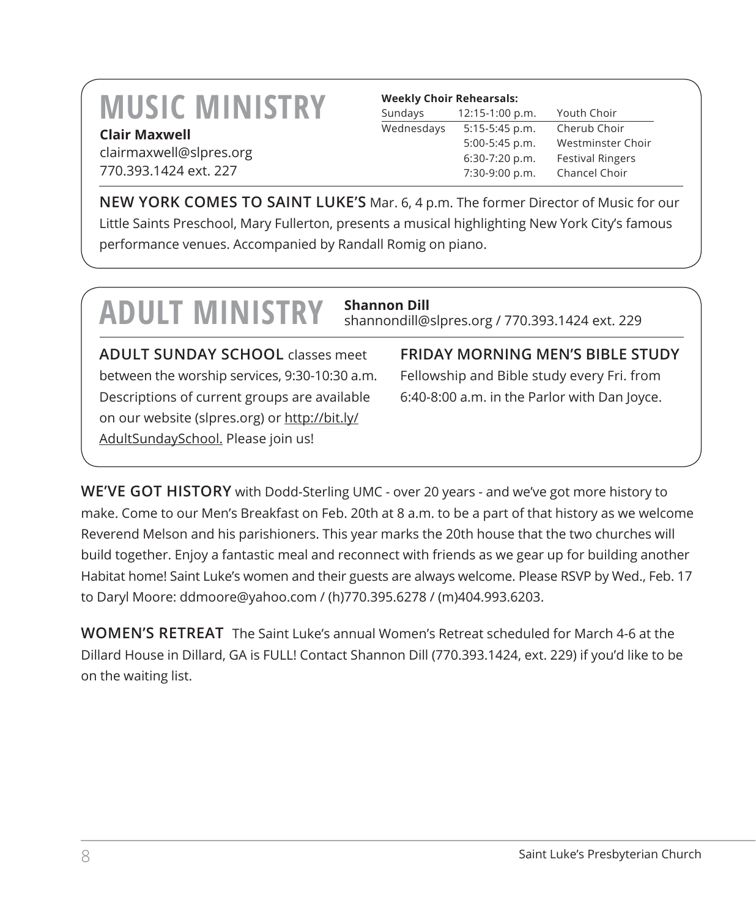# MUSIC MINISTRY

**Clair Maxwell**
clairmaxwell@slpres.org
770.393.1424 ext. 227

**Weekly Choir Rehearsals:**

| | | |
|---|---|---|
| Sundays | 12:15-1:00 p.m. | Youth Choir |
| Wednesdays | 5:15-5:45 p.m. | Cherub Choir |
| | 5:00-5:45 p.m. | Westminster Choir |
| | 6:30-7:20 p.m. | Festival Ringers |
| | 7:30-9:00 p.m. | Chancel Choir |

**NEW YORK COMES TO SAINT LUKE'S** Mar. 6, 4 p.m. The former Director of Music for our Little Saints Preschool, Mary Fullerton, presents a musical highlighting New York City's famous performance venues. Accompanied by Randall Romig on piano.

# ADULT MINISTRY

**Shannon Dill**
shannondill@slpres.org / 770.393.1424 ext. 229

**ADULT SUNDAY SCHOOL** classes meet between the worship services, 9:30-10:30 a.m. Descriptions of current groups are available on our website (slpres.org) or http://bit.ly/AdultSundaySchool. Please join us!

**FRIDAY MORNING MEN'S BIBLE STUDY**
Fellowship and Bible study every Fri. from 6:40-8:00 a.m. in the Parlor with Dan Joyce.

**WE'VE GOT HISTORY** with Dodd-Sterling UMC - over 20 years - and we've got more history to make. Come to our Men's Breakfast on Feb. 20th at 8 a.m. to be a part of that history as we welcome Reverend Melson and his parishioners. This year marks the 20th house that the two churches will build together. Enjoy a fantastic meal and reconnect with friends as we gear up for building another Habitat home! Saint Luke's women and their guests are always welcome. Please RSVP by Wed., Feb. 17 to Daryl Moore: ddmoore@yahoo.com / (h)770.395.6278 / (m)404.993.6203.

**WOMEN'S RETREAT** The Saint Luke's annual Women's Retreat scheduled for March 4-6 at the Dillard House in Dillard, GA is FULL! Contact Shannon Dill (770.393.1424, ext. 229) if you'd like to be on the waiting list.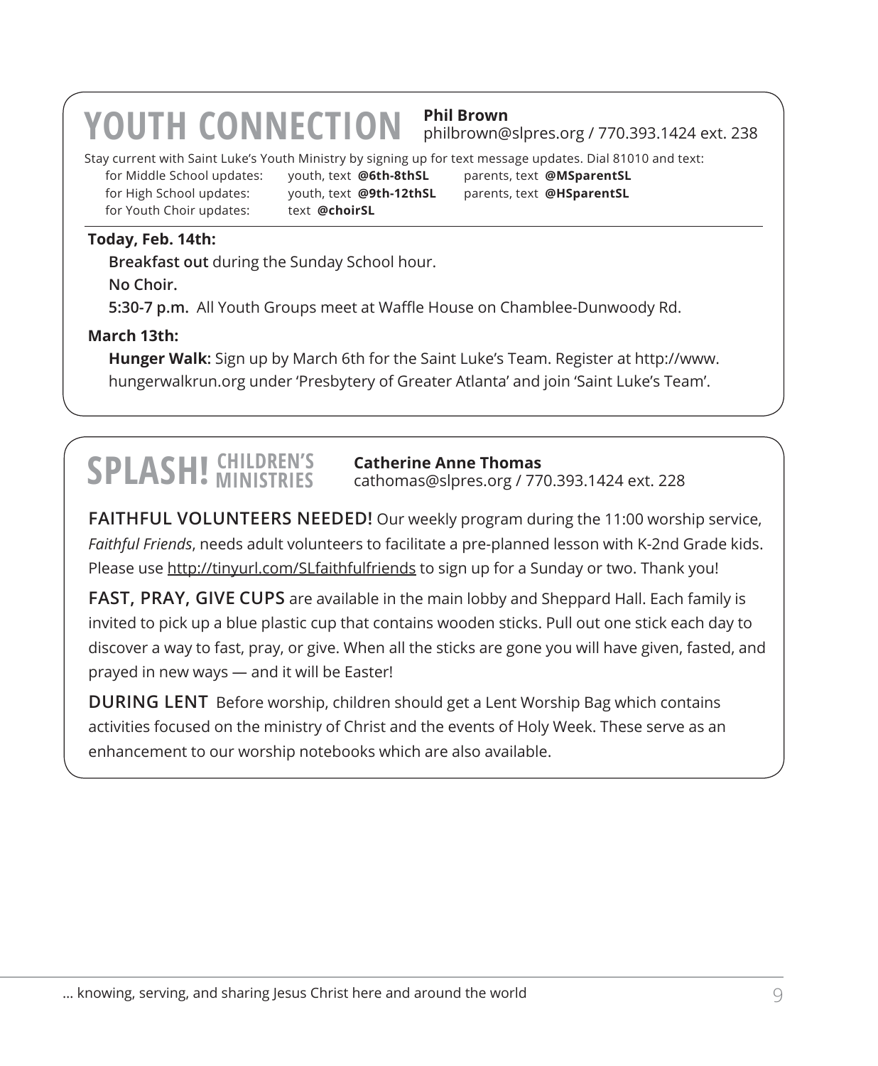## YOUTH CONNECTION

**Phil Brown**
philbrown@slpres.org / 770.393.1424 ext. 238

Stay current with Saint Luke's Youth Ministry by signing up for text message updates. Dial 81010 and text:

| | | |
|---|---|---|
| for Middle School updates: | youth, text **@6th-8thSL** | parents, text **@MSparentSL** |
| for High School updates: | youth, text **@9th-12thSL** | parents, text **@HSparentSL** |
| for Youth Choir updates: | text **@choirSL** | |

**Today, Feb. 14th:**

**Breakfast out** during the Sunday School hour.

**No Choir.**

**5:30-7 p.m.** All Youth Groups meet at Waffle House on Chamblee-Dunwoody Rd.

**March 13th:**

**Hunger Walk:** Sign up by March 6th for the Saint Luke's Team. Register at http://www.hungerwalkrun.org under 'Presbytery of Greater Atlanta' and join 'Saint Luke's Team'.

## SPLASH! CHILDREN'S MINISTRIES

**Catherine Anne Thomas**
cathomas@slpres.org / 770.393.1424 ext. 228

**FAITHFUL VOLUNTEERS NEEDED!** Our weekly program during the 11:00 worship service, *Faithful Friends*, needs adult volunteers to facilitate a pre-planned lesson with K-2nd Grade kids. Please use http://tinyurl.com/SLfaithfulfriends to sign up for a Sunday or two. Thank you!

**FAST, PRAY, GIVE CUPS** are available in the main lobby and Sheppard Hall. Each family is invited to pick up a blue plastic cup that contains wooden sticks. Pull out one stick each day to discover a way to fast, pray, or give. When all the sticks are gone you will have given, fasted, and prayed in new ways — and it will be Easter!

**DURING LENT** Before worship, children should get a Lent Worship Bag which contains activities focused on the ministry of Christ and the events of Holy Week. These serve as an enhancement to our worship notebooks which are also available.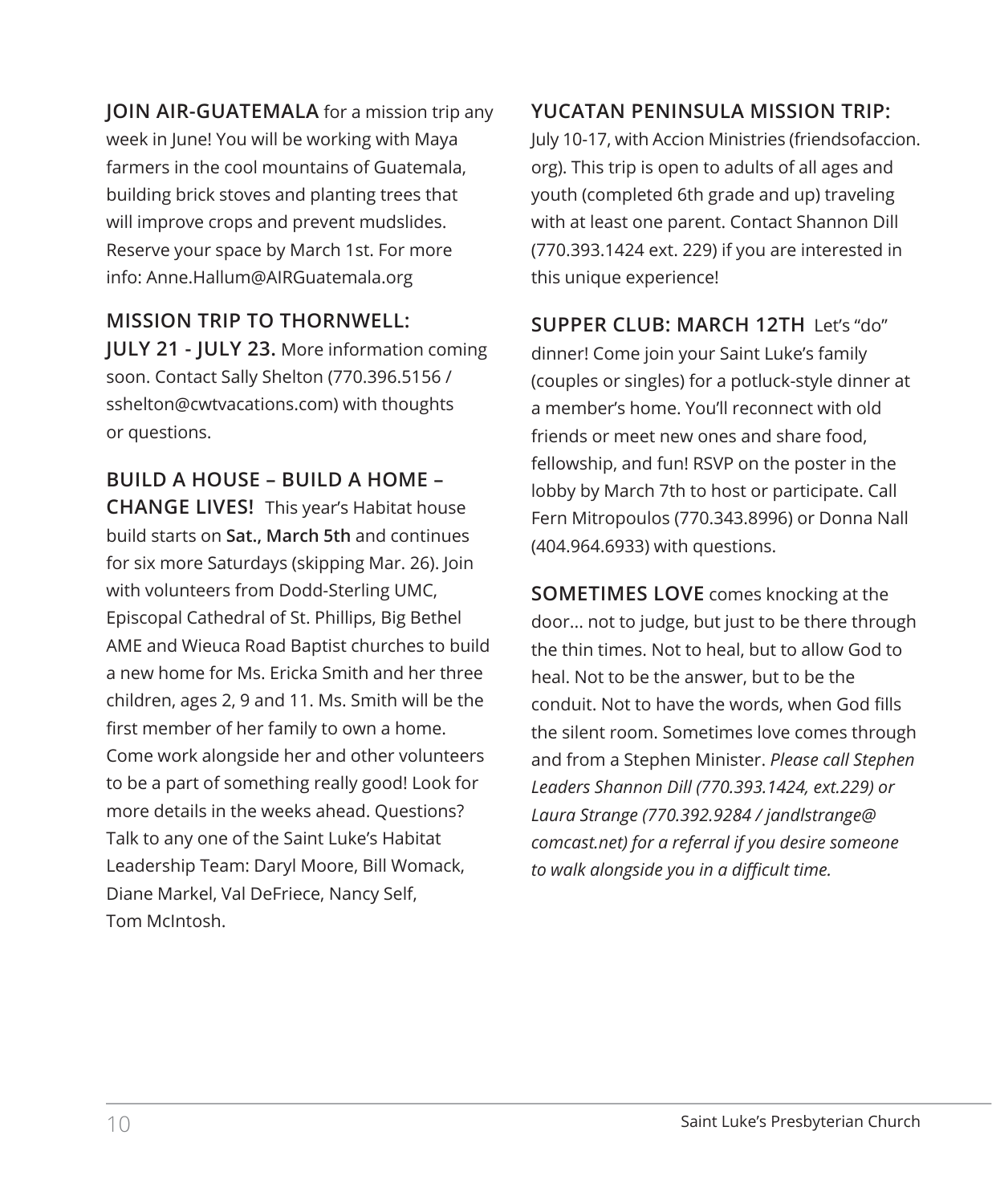**JOIN AIR-GUATEMALA** for a mission trip any week in June! You will be working with Maya farmers in the cool mountains of Guatemala, building brick stoves and planting trees that will improve crops and prevent mudslides. Reserve your space by March 1st. For more info: Anne.Hallum@AIRGuatemala.org

**MISSION TRIP TO THORNWELL: JULY 21 - JULY 23.** More information coming soon. Contact Sally Shelton (770.396.5156 / sshelton@cwtvacations.com) with thoughts or questions.

**BUILD A HOUSE – BUILD A HOME – CHANGE LIVES!** This year's Habitat house build starts on **Sat., March 5th** and continues for six more Saturdays (skipping Mar. 26). Join with volunteers from Dodd-Sterling UMC, Episcopal Cathedral of St. Phillips, Big Bethel AME and Wieuca Road Baptist churches to build a new home for Ms. Ericka Smith and her three children, ages 2, 9 and 11. Ms. Smith will be the first member of her family to own a home. Come work alongside her and other volunteers to be a part of something really good! Look for more details in the weeks ahead. Questions? Talk to any one of the Saint Luke's Habitat Leadership Team: Daryl Moore, Bill Womack, Diane Markel, Val DeFriece, Nancy Self, Tom McIntosh.

**YUCATAN PENINSULA MISSION TRIP:** July 10-17, with Accion Ministries (friendsofaccion.org). This trip is open to adults of all ages and youth (completed 6th grade and up) traveling with at least one parent. Contact Shannon Dill (770.393.1424 ext. 229) if you are interested in this unique experience!

**SUPPER CLUB: MARCH 12TH** Let's "do" dinner! Come join your Saint Luke's family (couples or singles) for a potluck-style dinner at a member's home. You'll reconnect with old friends or meet new ones and share food, fellowship, and fun! RSVP on the poster in the lobby by March 7th to host or participate. Call Fern Mitropoulos (770.343.8996) or Donna Nall (404.964.6933) with questions.

**SOMETIMES LOVE** comes knocking at the door... not to judge, but just to be there through the thin times. Not to heal, but to allow God to heal. Not to be the answer, but to be the conduit. Not to have the words, when God fills the silent room. Sometimes love comes through and from a Stephen Minister. *Please call Stephen Leaders Shannon Dill (770.393.1424, ext.229) or Laura Strange (770.392.9284 / jandlstrange@comcast.net) for a referral if you desire someone to walk alongside you in a difficult time.*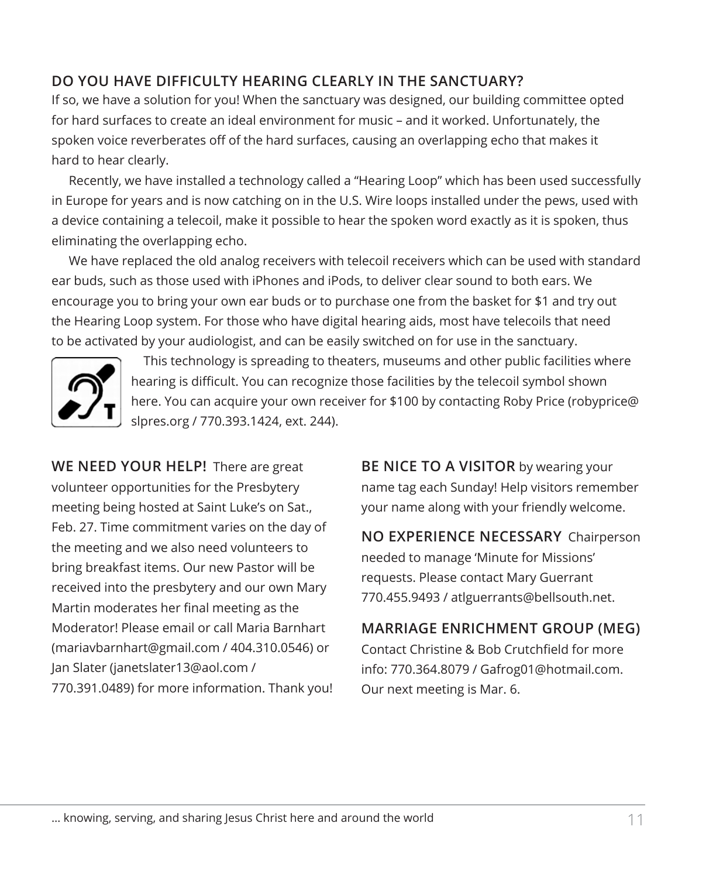## DO YOU HAVE DIFFICULTY HEARING CLEARLY IN THE SANCTUARY?

If so, we have a solution for you! When the sanctuary was designed, our building committee opted for hard surfaces to create an ideal environment for music – and it worked. Unfortunately, the spoken voice reverberates off of the hard surfaces, causing an overlapping echo that makes it hard to hear clearly.

Recently, we have installed a technology called a "Hearing Loop" which has been used successfully in Europe for years and is now catching on in the U.S. Wire loops installed under the pews, used with a device containing a telecoil, make it possible to hear the spoken word exactly as it is spoken, thus eliminating the overlapping echo.

We have replaced the old analog receivers with telecoil receivers which can be used with standard ear buds, such as those used with iPhones and iPods, to deliver clear sound to both ears. We encourage you to bring your own ear buds or to purchase one from the basket for $1 and try out the Hearing Loop system. For those who have digital hearing aids, most have telecoils that need to be activated by your audiologist, and can be easily switched on for use in the sanctuary.

This technology is spreading to theaters, museums and other public facilities where hearing is difficult. You can recognize those facilities by the telecoil symbol shown here. You can acquire your own receiver for $100 by contacting Roby Price (robyprice@slpres.org / 770.393.1424, ext. 244).

**WE NEED YOUR HELP!** There are great volunteer opportunities for the Presbytery meeting being hosted at Saint Luke's on Sat., Feb. 27. Time commitment varies on the day of the meeting and we also need volunteers to bring breakfast items. Our new Pastor will be received into the presbytery and our own Mary Martin moderates her final meeting as the Moderator! Please email or call Maria Barnhart (mariavbarnhart@gmail.com / 404.310.0546) or Jan Slater (janetslater13@aol.com / 770.391.0489) for more information. Thank you!

**BE NICE TO A VISITOR** by wearing your name tag each Sunday! Help visitors remember your name along with your friendly welcome.

**NO EXPERIENCE NECESSARY** Chairperson needed to manage 'Minute for Missions' requests. Please contact Mary Guerrant 770.455.9493 / atlguerrants@bellsouth.net.

**MARRIAGE ENRICHMENT GROUP (MEG)**
Contact Christine & Bob Crutchfield for more info: 770.364.8079 / Gafrog01@hotmail.com. Our next meeting is Mar. 6.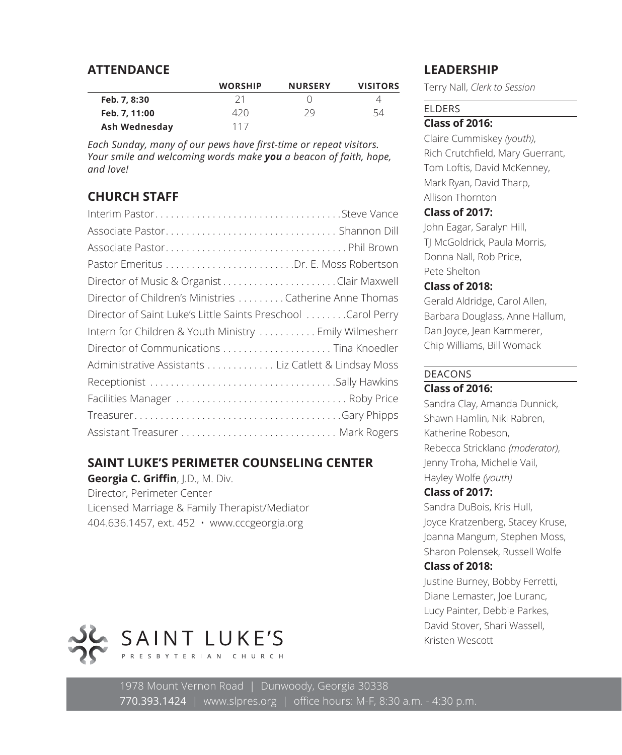## ATTENDANCE

| | WORSHIP | NURSERY | VISITORS |
|---|---|---|---|
| **Feb. 7, 8:30** | 21 | 0 | 4 |
| **Feb. 7, 11:00** | 420 | 29 | 54 |
| **Ash Wednesday** | 117 | | |

*Each Sunday, many of our pews have first-time or repeat visitors. Your smile and welcoming words make **you** a beacon of faith, hope, and love!*

## CHURCH STAFF

Interim Pastor . . . . . . . . . . . . Steve Vance
Associate Pastor . . . . . . . . . . . . Shannon Dill
Associate Pastor . . . . . . . . . . . . Phil Brown
Pastor Emeritus . . . . . . . . . . . . Dr. E. Moss Robertson
Director of Music & Organist . . . . . . . . . . . . Clair Maxwell
Director of Children's Ministries . . . . . . . . . . . . Catherine Anne Thomas
Director of Saint Luke's Little Saints Preschool . . . . . . . . . . . . Carol Perry
Intern for Children & Youth Ministry . . . . . . . . . . . . Emily Wilmesherr
Director of Communications . . . . . . . . . . . . Tina Knoedler
Administrative Assistants . . . . . . . . . . . . Liz Catlett & Lindsay Moss
Receptionist . . . . . . . . . . . . Sally Hawkins
Facilities Manager . . . . . . . . . . . . Roby Price
Treasurer . . . . . . . . . . . . Gary Phipps
Assistant Treasurer . . . . . . . . . . . . Mark Rogers

## SAINT LUKE'S PERIMETER COUNSELING CENTER

**Georgia C. Griffin**, J.D., M. Div.
Director, Perimeter Center
Licensed Marriage & Family Therapist/Mediator
404.636.1457, ext. 452 • www.cccgeorgia.org

## LEADERSHIP

Terry Nall, *Clerk to Session*

ELDERS

**Class of 2016:**
Claire Cummiskey *(youth)*, Rich Crutchfield, Mary Guerrant, Tom Loftis, David McKenney, Mark Ryan, David Tharp, Allison Thornton

**Class of 2017:**
John Eagar, Saralyn Hill, TJ McGoldrick, Paula Morris, Donna Nall, Rob Price, Pete Shelton

**Class of 2018:**
Gerald Aldridge, Carol Allen, Barbara Douglass, Anne Hallum, Dan Joyce, Jean Kammerer, Chip Williams, Bill Womack

DEACONS

**Class of 2016:**
Sandra Clay, Amanda Dunnick, Shawn Hamlin, Niki Rabren, Katherine Robeson, Rebecca Strickland *(moderator)*, Jenny Troha, Michelle Vail, Hayley Wolfe *(youth)*

**Class of 2017:**
Sandra DuBois, Kris Hull, Joyce Kratzenberg, Stacey Kruse, Joanna Mangum, Stephen Moss, Sharon Polensek, Russell Wolfe

**Class of 2018:**
Justine Burney, Bobby Ferretti, Diane Lemaster, Joe Luranc, Lucy Painter, Debbie Parkes, David Stover, Shari Wassell, Kristen Wescott

SAINT LUKE'S
PRESBYTERIAN CHURCH

1978 Mount Vernon Road | Dunwoody, Georgia 30338
770.393.1424 | www.slpres.org | office hours: M-F, 8:30 a.m. - 4:30 p.m.